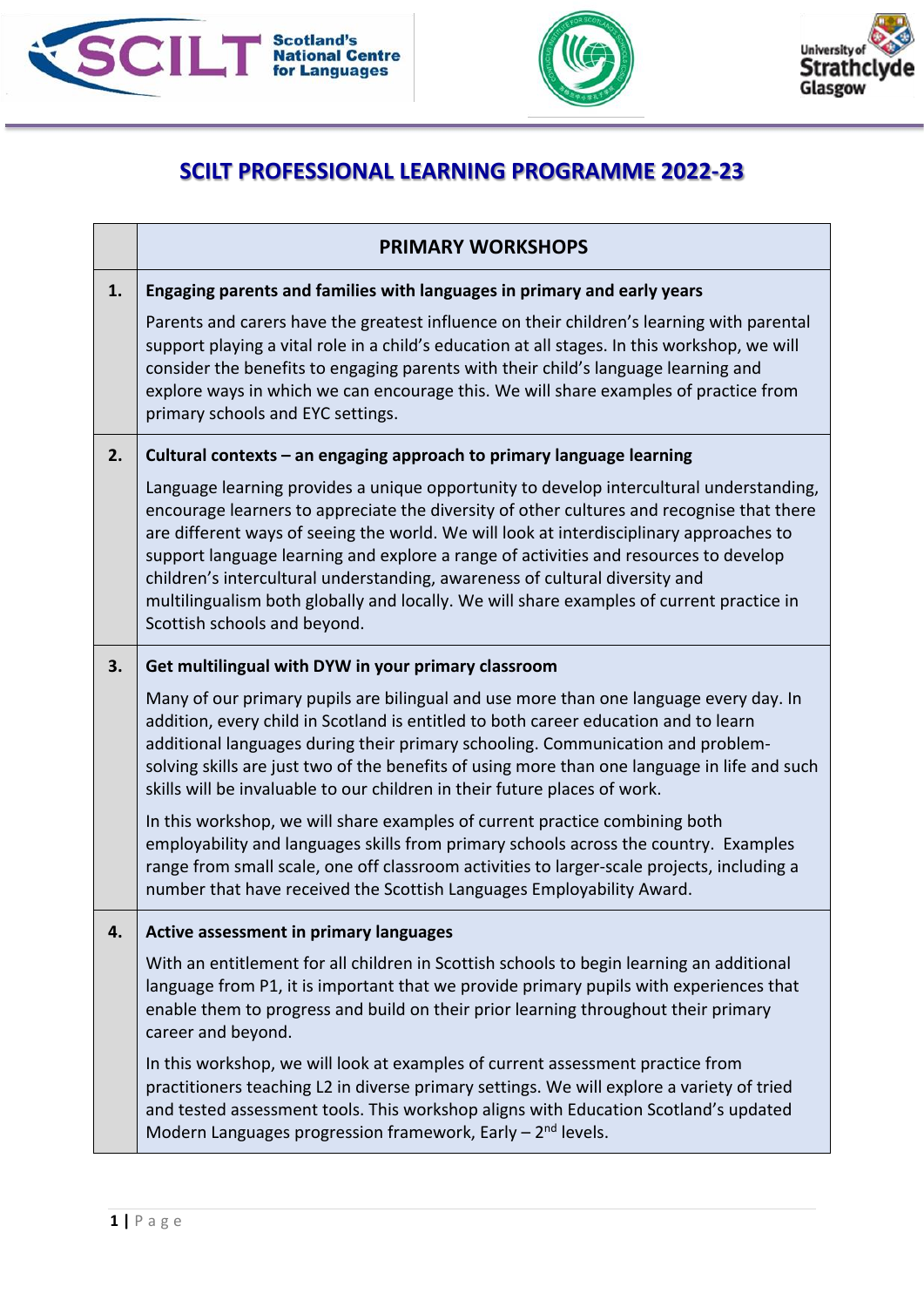# SCILT PROFESSIONAL LEARNING PROGRAMME 2022-23

| | PRIMARY WORKSHOPS |
|---|---|
| 1. | **Engaging parents and families with languages in primary and early years**<br><br>Parents and carers have the greatest influence on their children's learning with parental support playing a vital role in a child's education at all stages. In this workshop, we will consider the benefits to engaging parents with their child's language learning and explore ways in which we can encourage this. We will share examples of practice from primary schools and EYC settings. |
| 2. | **Cultural contexts – an engaging approach to primary language learning**<br><br>Language learning provides a unique opportunity to develop intercultural understanding, encourage learners to appreciate the diversity of other cultures and recognise that there are different ways of seeing the world. We will look at interdisciplinary approaches to support language learning and explore a range of activities and resources to develop children's intercultural understanding, awareness of cultural diversity and multilingualism both globally and locally. We will share examples of current practice in Scottish schools and beyond. |
| 3. | **Get multilingual with DYW in your primary classroom**<br><br>Many of our primary pupils are bilingual and use more than one language every day. In addition, every child in Scotland is entitled to both career education and to learn additional languages during their primary schooling. Communication and problem-solving skills are just two of the benefits of using more than one language in life and such skills will be invaluable to our children in their future places of work.<br><br>In this workshop, we will share examples of current practice combining both employability and languages skills from primary schools across the country. Examples range from small scale, one off classroom activities to larger-scale projects, including a number that have received the Scottish Languages Employability Award. |
| 4. | **Active assessment in primary languages**<br><br>With an entitlement for all children in Scottish schools to begin learning an additional language from P1, it is important that we provide primary pupils with experiences that enable them to progress and build on their prior learning throughout their primary career and beyond.<br><br>In this workshop, we will look at examples of current assessment practice from practitioners teaching L2 in diverse primary settings. We will explore a variety of tried and tested assessment tools. This workshop aligns with Education Scotland's updated Modern Languages progression framework, Early – 2nd levels. |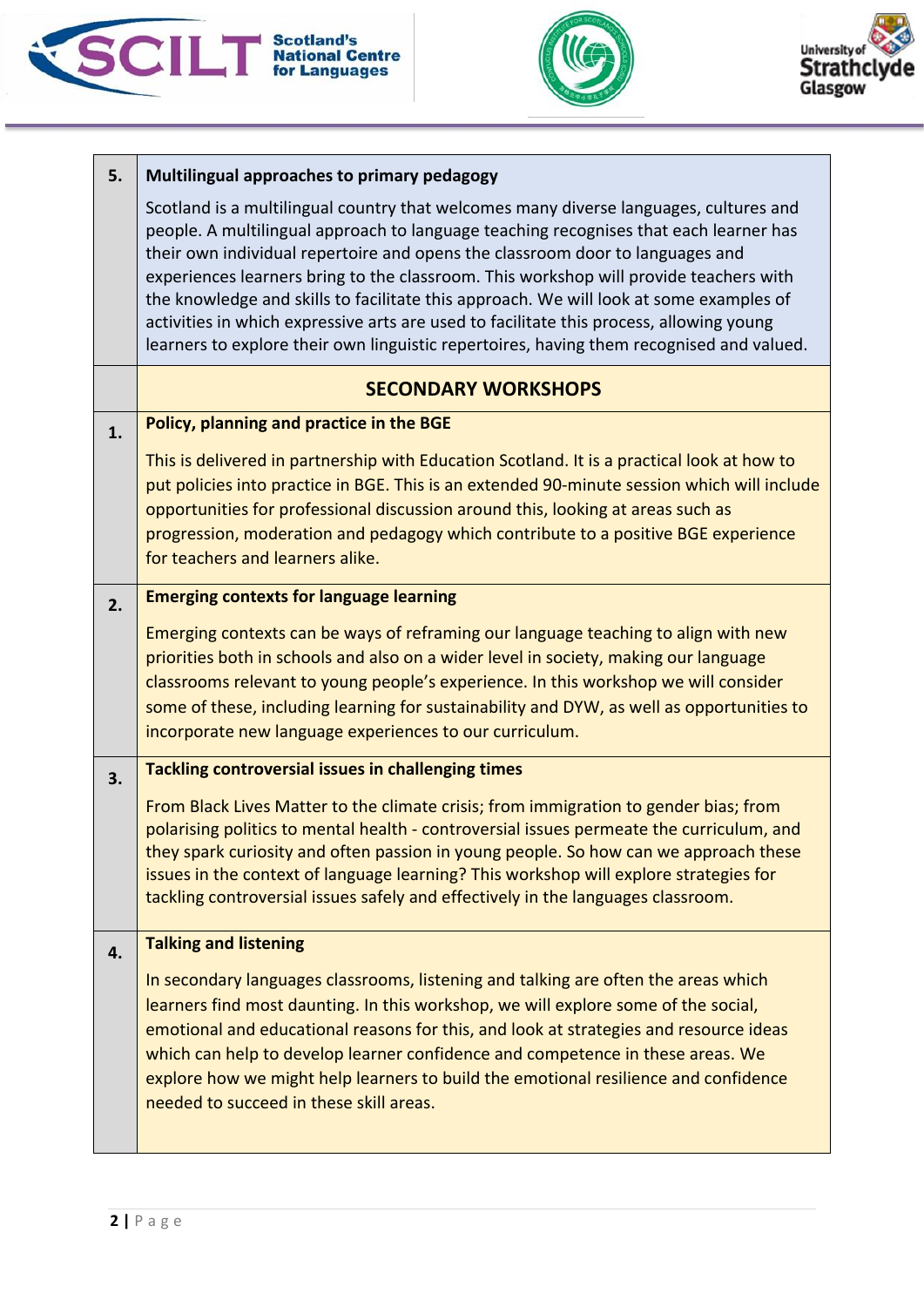| | |
|---|---|
| **5.** | **Multilingual approaches to primary pedagogy**<br><br>Scotland is a multilingual country that welcomes many diverse languages, cultures and people. A multilingual approach to language teaching recognises that each learner has their own individual repertoire and opens the classroom door to languages and experiences learners bring to the classroom. This workshop will provide teachers with the knowledge and skills to facilitate this approach. We will look at some examples of activities in which expressive arts are used to facilitate this process, allowing young learners to explore their own linguistic repertoires, having them recognised and valued. |
| | **SECONDARY WORKSHOPS** |
| **1.** | **Policy, planning and practice in the BGE**<br><br>This is delivered in partnership with Education Scotland. It is a practical look at how to put policies into practice in BGE. This is an extended 90-minute session which will include opportunities for professional discussion around this, looking at areas such as progression, moderation and pedagogy which contribute to a positive BGE experience for teachers and learners alike. |
| **2.** | **Emerging contexts for language learning**<br><br>Emerging contexts can be ways of reframing our language teaching to align with new priorities both in schools and also on a wider level in society, making our language classrooms relevant to young people's experience. In this workshop we will consider some of these, including learning for sustainability and DYW, as well as opportunities to incorporate new language experiences to our curriculum. |
| **3.** | **Tackling controversial issues in challenging times**<br><br>From Black Lives Matter to the climate crisis; from immigration to gender bias; from polarising politics to mental health - controversial issues permeate the curriculum, and they spark curiosity and often passion in young people. So how can we approach these issues in the context of language learning? This workshop will explore strategies for tackling controversial issues safely and effectively in the languages classroom. |
| **4.** | **Talking and listening**<br><br>In secondary languages classrooms, listening and talking are often the areas which learners find most daunting. In this workshop, we will explore some of the social, emotional and educational reasons for this, and look at strategies and resource ideas which can help to develop learner confidence and competence in these areas. We explore how we might help learners to build the emotional resilience and confidence needed to succeed in these skill areas. |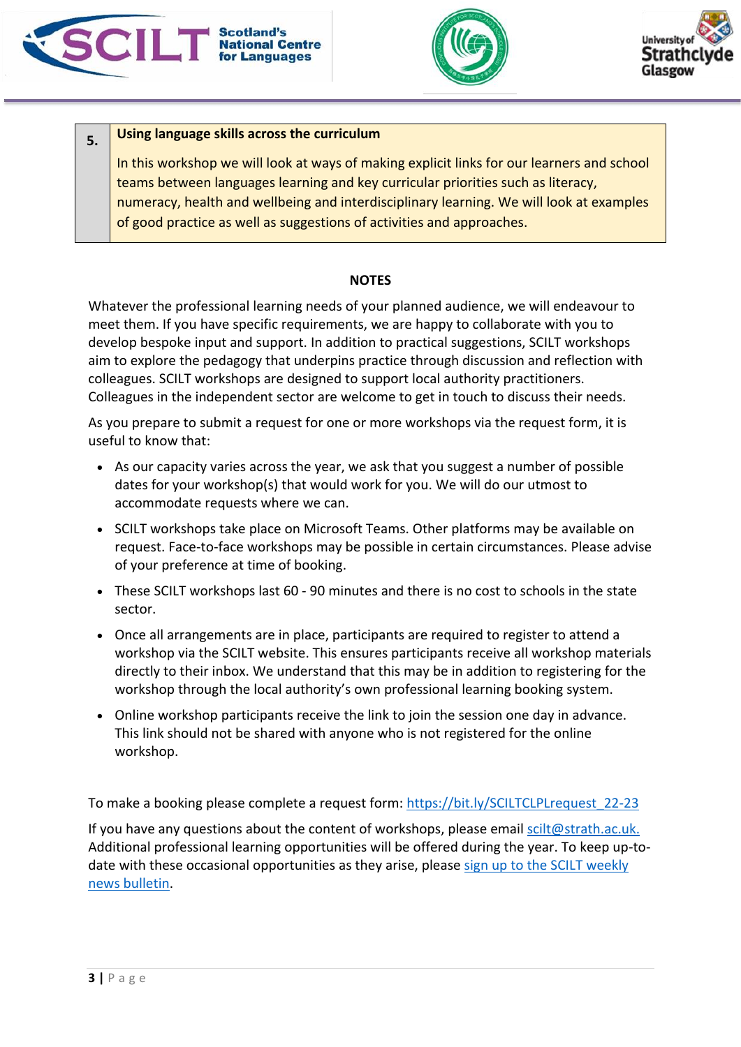| 5. | **Using language skills across the curriculum**<br><br>In this workshop we will look at ways of making explicit links for our learners and school teams between languages learning and key curricular priorities such as literacy, numeracy, health and wellbeing and interdisciplinary learning. We will look at examples of good practice as well as suggestions of activities and approaches. |
|---|---|

**NOTES**

Whatever the professional learning needs of your planned audience, we will endeavour to meet them. If you have specific requirements, we are happy to collaborate with you to develop bespoke input and support. In addition to practical suggestions, SCILT workshops aim to explore the pedagogy that underpins practice through discussion and reflection with colleagues. SCILT workshops are designed to support local authority practitioners. Colleagues in the independent sector are welcome to get in touch to discuss their needs.

As you prepare to submit a request for one or more workshops via the request form, it is useful to know that:

- As our capacity varies across the year, we ask that you suggest a number of possible dates for your workshop(s) that would work for you. We will do our utmost to accommodate requests where we can.
- SCILT workshops take place on Microsoft Teams. Other platforms may be available on request. Face-to-face workshops may be possible in certain circumstances. Please advise of your preference at time of booking.
- These SCILT workshops last 60 - 90 minutes and there is no cost to schools in the state sector.
- Once all arrangements are in place, participants are required to register to attend a workshop via the SCILT website. This ensures participants receive all workshop materials directly to their inbox. We understand that this may be in addition to registering for the workshop through the local authority's own professional learning booking system.
- Online workshop participants receive the link to join the session one day in advance. This link should not be shared with anyone who is not registered for the online workshop.

To make a booking please complete a request form: https://bit.ly/SCILTCLPLrequest_22-23

If you have any questions about the content of workshops, please email scilt@strath.ac.uk. Additional professional learning opportunities will be offered during the year. To keep up-to-date with these occasional opportunities as they arise, please sign up to the SCILT weekly news bulletin.